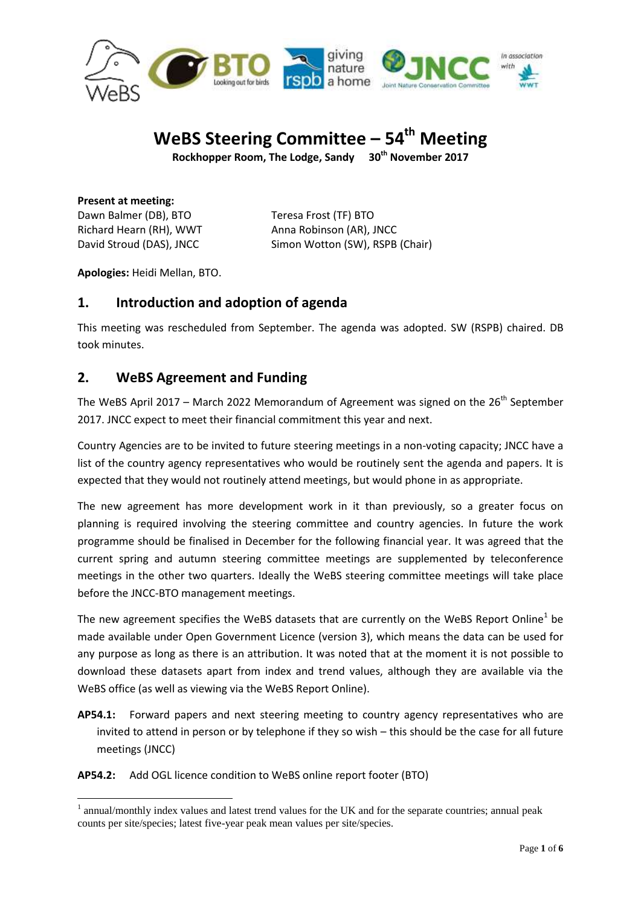# WeBS Steering Committee – 54th Meeting

**Rockhopper Room, The Lodge, Sandy 30th November 2017**

**Present at meeting:**

Dawn Balmer (DB), BTO
Richard Hearn (RH), WWT
David Stroud (DAS), JNCC
Teresa Frost (TF) BTO
Anna Robinson (AR), JNCC
Simon Wotton (SW), RSPB (Chair)

**Apologies:** Heidi Mellan, BTO.

## 1. Introduction and adoption of agenda

This meeting was rescheduled from September. The agenda was adopted. SW (RSPB) chaired. DB took minutes.

## 2. WeBS Agreement and Funding

The WeBS April 2017 – March 2022 Memorandum of Agreement was signed on the 26th September 2017. JNCC expect to meet their financial commitment this year and next.

Country Agencies are to be invited to future steering meetings in a non-voting capacity; JNCC have a list of the country agency representatives who would be routinely sent the agenda and papers. It is expected that they would not routinely attend meetings, but would phone in as appropriate.

The new agreement has more development work in it than previously, so a greater focus on planning is required involving the steering committee and country agencies. In future the work programme should be finalised in December for the following financial year. It was agreed that the current spring and autumn steering committee meetings are supplemented by teleconference meetings in the other two quarters. Ideally the WeBS steering committee meetings will take place before the JNCC-BTO management meetings.

The new agreement specifies the WeBS datasets that are currently on the WeBS Report Online[1] be made available under Open Government Licence (version 3), which means the data can be used for any purpose as long as there is an attribution. It was noted that at the moment it is not possible to download these datasets apart from index and trend values, although they are available via the WeBS office (as well as viewing via the WeBS Report Online).

**AP54.1:** Forward papers and next steering meeting to country agency representatives who are invited to attend in person or by telephone if they so wish – this should be the case for all future meetings (JNCC)

**AP54.2:** Add OGL licence condition to WeBS online report footer (BTO)

[1] annual/monthly index values and latest trend values for the UK and for the separate countries; annual peak counts per site/species; latest five-year peak mean values per site/species.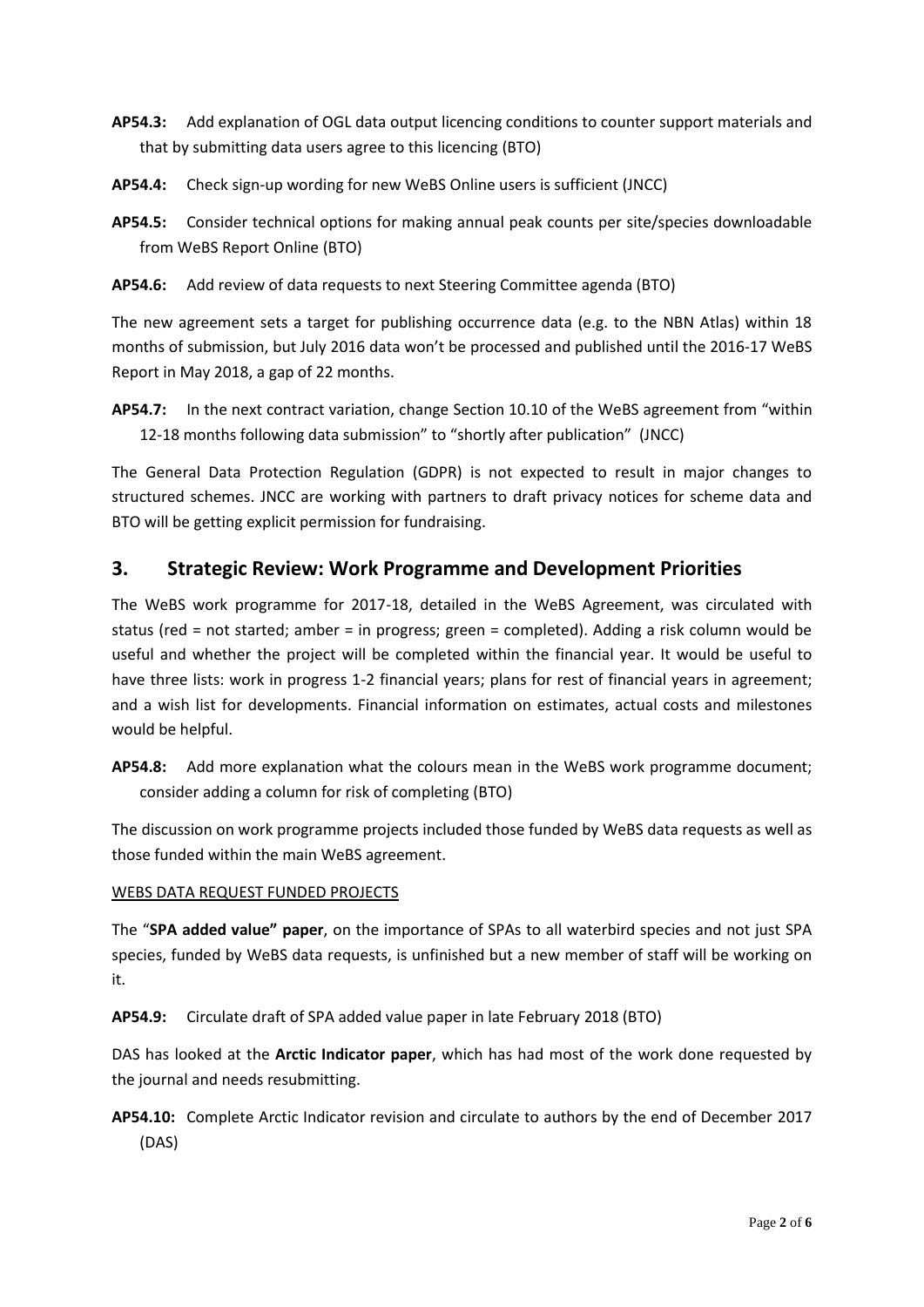**AP54.3:** Add explanation of OGL data output licencing conditions to counter support materials and that by submitting data users agree to this licencing (BTO)

**AP54.4:** Check sign-up wording for new WeBS Online users is sufficient (JNCC)

**AP54.5:** Consider technical options for making annual peak counts per site/species downloadable from WeBS Report Online (BTO)

**AP54.6:** Add review of data requests to next Steering Committee agenda (BTO)

The new agreement sets a target for publishing occurrence data (e.g. to the NBN Atlas) within 18 months of submission, but July 2016 data won't be processed and published until the 2016-17 WeBS Report in May 2018, a gap of 22 months.

**AP54.7:** In the next contract variation, change Section 10.10 of the WeBS agreement from "within 12-18 months following data submission" to "shortly after publication" (JNCC)

The General Data Protection Regulation (GDPR) is not expected to result in major changes to structured schemes. JNCC are working with partners to draft privacy notices for scheme data and BTO will be getting explicit permission for fundraising.

## 3. Strategic Review: Work Programme and Development Priorities

The WeBS work programme for 2017-18, detailed in the WeBS Agreement, was circulated with status (red = not started; amber = in progress; green = completed). Adding a risk column would be useful and whether the project will be completed within the financial year. It would be useful to have three lists: work in progress 1-2 financial years; plans for rest of financial years in agreement; and a wish list for developments. Financial information on estimates, actual costs and milestones would be helpful.

**AP54.8:** Add more explanation what the colours mean in the WeBS work programme document; consider adding a column for risk of completing (BTO)

The discussion on work programme projects included those funded by WeBS data requests as well as those funded within the main WeBS agreement.

WEBS DATA REQUEST FUNDED PROJECTS

The "**SPA added value" paper**, on the importance of SPAs to all waterbird species and not just SPA species, funded by WeBS data requests, is unfinished but a new member of staff will be working on it.

**AP54.9:** Circulate draft of SPA added value paper in late February 2018 (BTO)

DAS has looked at the **Arctic Indicator paper**, which has had most of the work done requested by the journal and needs resubmitting.

**AP54.10:** Complete Arctic Indicator revision and circulate to authors by the end of December 2017 (DAS)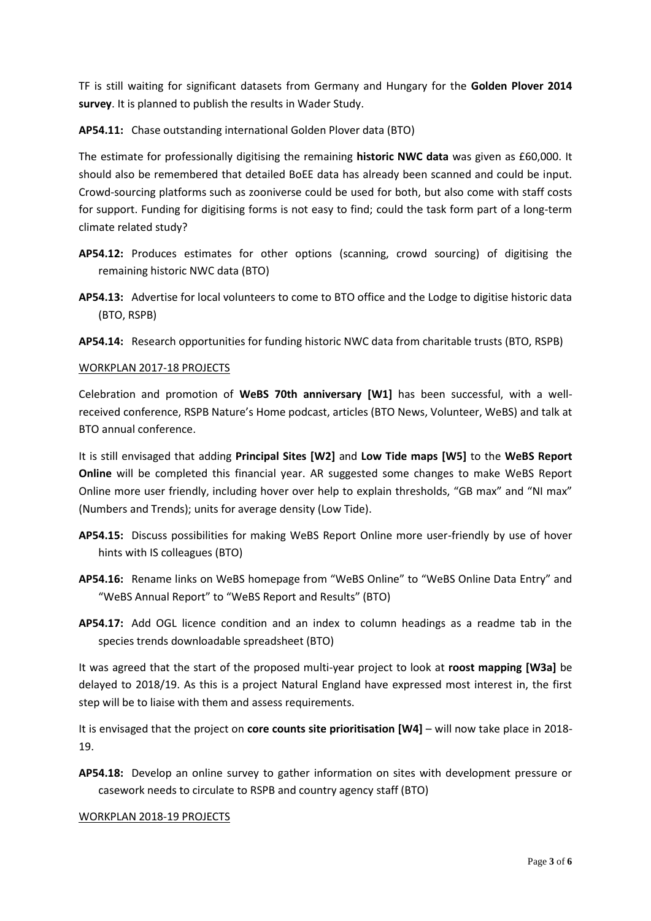TF is still waiting for significant datasets from Germany and Hungary for the **Golden Plover 2014 survey**. It is planned to publish the results in Wader Study.

**AP54.11:** Chase outstanding international Golden Plover data (BTO)

The estimate for professionally digitising the remaining **historic NWC data** was given as £60,000. It should also be remembered that detailed BoEE data has already been scanned and could be input. Crowd-sourcing platforms such as zooniverse could be used for both, but also come with staff costs for support. Funding for digitising forms is not easy to find; could the task form part of a long-term climate related study?

**AP54.12:** Produces estimates for other options (scanning, crowd sourcing) of digitising the remaining historic NWC data (BTO)

**AP54.13:** Advertise for local volunteers to come to BTO office and the Lodge to digitise historic data (BTO, RSPB)

**AP54.14:** Research opportunities for funding historic NWC data from charitable trusts (BTO, RSPB)

WORKPLAN 2017-18 PROJECTS

Celebration and promotion of **WeBS 70th anniversary [W1]** has been successful, with a well-received conference, RSPB Nature's Home podcast, articles (BTO News, Volunteer, WeBS) and talk at BTO annual conference.

It is still envisaged that adding **Principal Sites [W2]** and **Low Tide maps [W5]** to the **WeBS Report Online** will be completed this financial year. AR suggested some changes to make WeBS Report Online more user friendly, including hover over help to explain thresholds, "GB max" and "NI max" (Numbers and Trends); units for average density (Low Tide).

**AP54.15:** Discuss possibilities for making WeBS Report Online more user-friendly by use of hover hints with IS colleagues (BTO)

**AP54.16:** Rename links on WeBS homepage from "WeBS Online" to "WeBS Online Data Entry" and "WeBS Annual Report" to "WeBS Report and Results" (BTO)

**AP54.17:** Add OGL licence condition and an index to column headings as a readme tab in the species trends downloadable spreadsheet (BTO)

It was agreed that the start of the proposed multi-year project to look at **roost mapping [W3a]** be delayed to 2018/19. As this is a project Natural England have expressed most interest in, the first step will be to liaise with them and assess requirements.

It is envisaged that the project on **core counts site prioritisation [W4]** – will now take place in 2018-19.

**AP54.18:** Develop an online survey to gather information on sites with development pressure or casework needs to circulate to RSPB and country agency staff (BTO)

WORKPLAN 2018-19 PROJECTS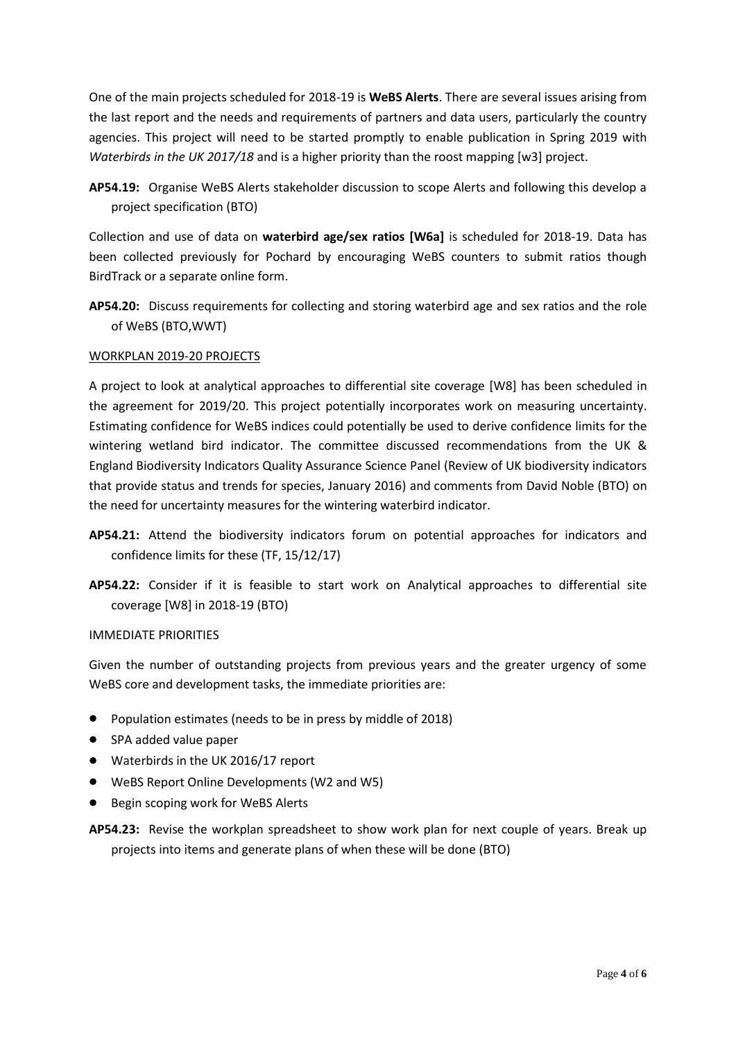One of the main projects scheduled for 2018-19 is **WeBS Alerts**. There are several issues arising from the last report and the needs and requirements of partners and data users, particularly the country agencies. This project will need to be started promptly to enable publication in Spring 2019 with *Waterbirds in the UK 2017/18* and is a higher priority than the roost mapping [w3] project.

**AP54.19:** Organise WeBS Alerts stakeholder discussion to scope Alerts and following this develop a project specification (BTO)

Collection and use of data on **waterbird age/sex ratios [W6a]** is scheduled for 2018-19. Data has been collected previously for Pochard by encouraging WeBS counters to submit ratios though BirdTrack or a separate online form.

**AP54.20:** Discuss requirements for collecting and storing waterbird age and sex ratios and the role of WeBS (BTO,WWT)

WORKPLAN 2019-20 PROJECTS

A project to look at analytical approaches to differential site coverage [W8] has been scheduled in the agreement for 2019/20. This project potentially incorporates work on measuring uncertainty. Estimating confidence for WeBS indices could potentially be used to derive confidence limits for the wintering wetland bird indicator. The committee discussed recommendations from the UK & England Biodiversity Indicators Quality Assurance Science Panel (Review of UK biodiversity indicators that provide status and trends for species, January 2016) and comments from David Noble (BTO) on the need for uncertainty measures for the wintering waterbird indicator.

**AP54.21:** Attend the biodiversity indicators forum on potential approaches for indicators and confidence limits for these (TF, 15/12/17)

**AP54.22:** Consider if it is feasible to start work on Analytical approaches to differential site coverage [W8] in 2018-19 (BTO)

IMMEDIATE PRIORITIES

Given the number of outstanding projects from previous years and the greater urgency of some WeBS core and development tasks, the immediate priorities are:

- Population estimates (needs to be in press by middle of 2018)
- SPA added value paper
- Waterbirds in the UK 2016/17 report
- WeBS Report Online Developments (W2 and W5)
- Begin scoping work for WeBS Alerts

**AP54.23:** Revise the workplan spreadsheet to show work plan for next couple of years. Break up projects into items and generate plans of when these will be done (BTO)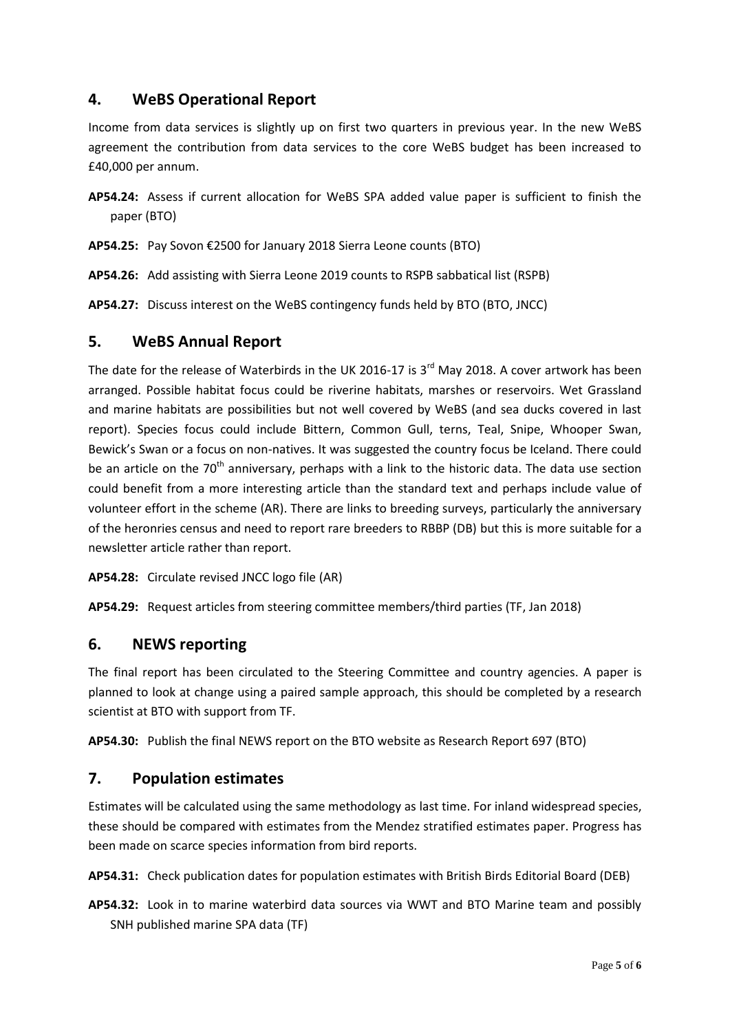## 4. WeBS Operational Report

Income from data services is slightly up on first two quarters in previous year. In the new WeBS agreement the contribution from data services to the core WeBS budget has been increased to £40,000 per annum.

**AP54.24:** Assess if current allocation for WeBS SPA added value paper is sufficient to finish the paper (BTO)

**AP54.25:** Pay Sovon €2500 for January 2018 Sierra Leone counts (BTO)

**AP54.26:** Add assisting with Sierra Leone 2019 counts to RSPB sabbatical list (RSPB)

**AP54.27:** Discuss interest on the WeBS contingency funds held by BTO (BTO, JNCC)

## 5. WeBS Annual Report

The date for the release of Waterbirds in the UK 2016-17 is 3rd May 2018. A cover artwork has been arranged. Possible habitat focus could be riverine habitats, marshes or reservoirs. Wet Grassland and marine habitats are possibilities but not well covered by WeBS (and sea ducks covered in last report). Species focus could include Bittern, Common Gull, terns, Teal, Snipe, Whooper Swan, Bewick's Swan or a focus on non-natives. It was suggested the country focus be Iceland. There could be an article on the 70th anniversary, perhaps with a link to the historic data. The data use section could benefit from a more interesting article than the standard text and perhaps include value of volunteer effort in the scheme (AR). There are links to breeding surveys, particularly the anniversary of the heronries census and need to report rare breeders to RBBP (DB) but this is more suitable for a newsletter article rather than report.

**AP54.28:** Circulate revised JNCC logo file (AR)

**AP54.29:** Request articles from steering committee members/third parties (TF, Jan 2018)

## 6. NEWS reporting

The final report has been circulated to the Steering Committee and country agencies. A paper is planned to look at change using a paired sample approach, this should be completed by a research scientist at BTO with support from TF.

**AP54.30:** Publish the final NEWS report on the BTO website as Research Report 697 (BTO)

## 7. Population estimates

Estimates will be calculated using the same methodology as last time. For inland widespread species, these should be compared with estimates from the Mendez stratified estimates paper. Progress has been made on scarce species information from bird reports.

**AP54.31:** Check publication dates for population estimates with British Birds Editorial Board (DEB)

**AP54.32:** Look in to marine waterbird data sources via WWT and BTO Marine team and possibly SNH published marine SPA data (TF)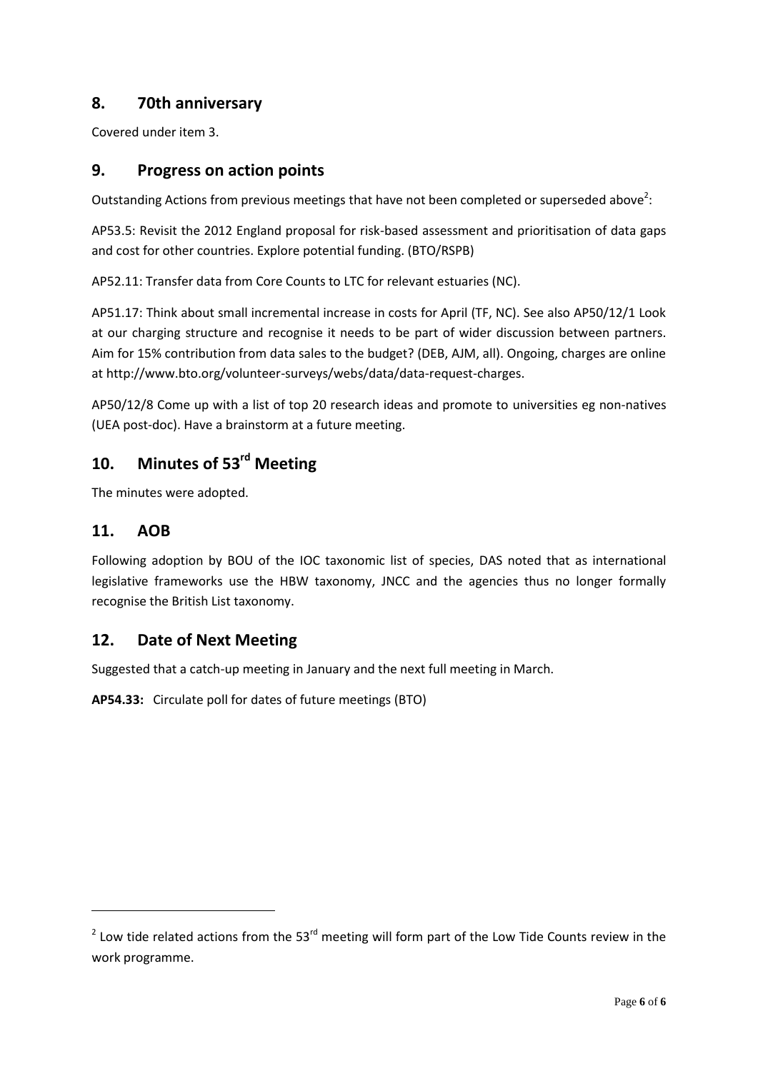## 8. 70th anniversary

Covered under item 3.

## 9. Progress on action points

Outstanding Actions from previous meetings that have not been completed or superseded above[2]:

AP53.5: Revisit the 2012 England proposal for risk-based assessment and prioritisation of data gaps and cost for other countries. Explore potential funding. (BTO/RSPB)

AP52.11: Transfer data from Core Counts to LTC for relevant estuaries (NC).

AP51.17: Think about small incremental increase in costs for April (TF, NC). See also AP50/12/1 Look at our charging structure and recognise it needs to be part of wider discussion between partners. Aim for 15% contribution from data sales to the budget? (DEB, AJM, all). Ongoing, charges are online at http://www.bto.org/volunteer-surveys/webs/data/data-request-charges.

AP50/12/8 Come up with a list of top 20 research ideas and promote to universities eg non-natives (UEA post-doc). Have a brainstorm at a future meeting.

## 10. Minutes of 53rd Meeting

The minutes were adopted.

## 11. AOB

Following adoption by BOU of the IOC taxonomic list of species, DAS noted that as international legislative frameworks use the HBW taxonomy, JNCC and the agencies thus no longer formally recognise the British List taxonomy.

## 12. Date of Next Meeting

Suggested that a catch-up meeting in January and the next full meeting in March.

**AP54.33:** Circulate poll for dates of future meetings (BTO)

---

[2] Low tide related actions from the 53rd meeting will form part of the Low Tide Counts review in the work programme.